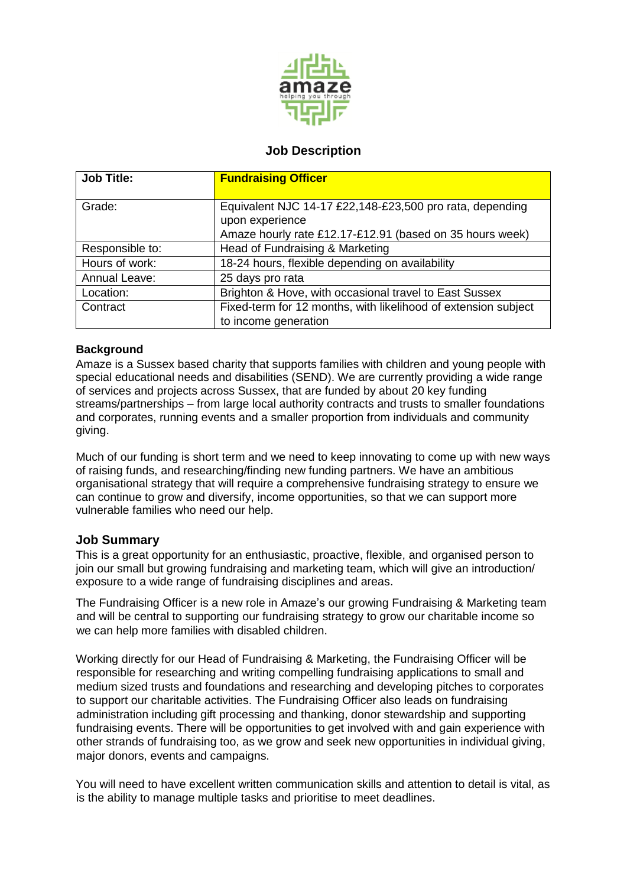amaze
helping you through

# Job Description

| Job Title: | **Fundraising Officer** |
|---|---|
| Grade: | Equivalent NJC 14-17 £22,148-£23,500 pro rata, depending upon experience<br>Amaze hourly rate £12.17-£12.91 (based on 35 hours week) |
| Responsible to: | Head of Fundraising & Marketing |
| Hours of work: | 18-24 hours, flexible depending on availability |
| Annual Leave: | 25 days pro rata |
| Location: | Brighton & Hove, with occasional travel to East Sussex |
| Contract | Fixed-term for 12 months, with likelihood of extension subject to income generation |

**Background**

Amaze is a Sussex based charity that supports families with children and young people with special educational needs and disabilities (SEND). We are currently providing a wide range of services and projects across Sussex, that are funded by about 20 key funding streams/partnerships – from large local authority contracts and trusts to smaller foundations and corporates, running events and a smaller proportion from individuals and community giving.

Much of our funding is short term and we need to keep innovating to come up with new ways of raising funds, and researching/finding new funding partners. We have an ambitious organisational strategy that will require a comprehensive fundraising strategy to ensure we can continue to grow and diversify, income opportunities, so that we can support more vulnerable families who need our help.

## Job Summary

This is a great opportunity for an enthusiastic, proactive, flexible, and organised person to join our small but growing fundraising and marketing team, which will give an introduction/ exposure to a wide range of fundraising disciplines and areas.

The Fundraising Officer is a new role in Amaze's our growing Fundraising & Marketing team and will be central to supporting our fundraising strategy to grow our charitable income so we can help more families with disabled children.

Working directly for our Head of Fundraising & Marketing, the Fundraising Officer will be responsible for researching and writing compelling fundraising applications to small and medium sized trusts and foundations and researching and developing pitches to corporates to support our charitable activities. The Fundraising Officer also leads on fundraising administration including gift processing and thanking, donor stewardship and supporting fundraising events. There will be opportunities to get involved with and gain experience with other strands of fundraising too, as we grow and seek new opportunities in individual giving, major donors, events and campaigns.

You will need to have excellent written communication skills and attention to detail is vital, as is the ability to manage multiple tasks and prioritise to meet deadlines.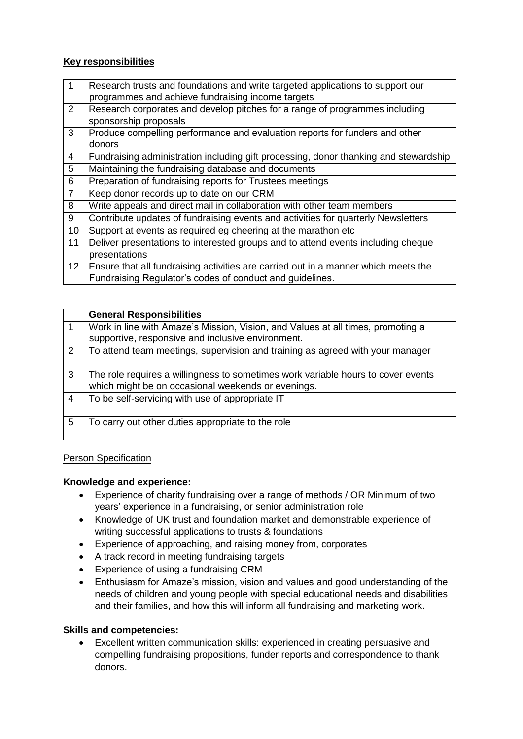**Key responsibilities**

| | |
|---|---|
| 1 | Research trusts and foundations and write targeted applications to support our programmes and achieve fundraising income targets |
| 2 | Research corporates and develop pitches for a range of programmes including sponsorship proposals |
| 3 | Produce compelling performance and evaluation reports for funders and other donors |
| 4 | Fundraising administration including gift processing, donor thanking and stewardship |
| 5 | Maintaining the fundraising database and documents |
| 6 | Preparation of fundraising reports for Trustees meetings |
| 7 | Keep donor records up to date on our CRM |
| 8 | Write appeals and direct mail in collaboration with other team members |
| 9 | Contribute updates of fundraising events and activities for quarterly Newsletters |
| 10 | Support at events as required eg cheering at the marathon etc |
| 11 | Deliver presentations to interested groups and to attend events including cheque presentations |
| 12 | Ensure that all fundraising activities are carried out in a manner which meets the Fundraising Regulator's codes of conduct and guidelines. |

| | **General Responsibilities** |
|---|---|
| 1 | Work in line with Amaze's Mission, Vision, and Values at all times, promoting a supportive, responsive and inclusive environment. |
| 2 | To attend team meetings, supervision and training as agreed with your manager |
| 3 | The role requires a willingness to sometimes work variable hours to cover events which might be on occasional weekends or evenings. |
| 4 | To be self-servicing with use of appropriate IT |
| 5 | To carry out other duties appropriate to the role |

Person Specification

**Knowledge and experience:**

- Experience of charity fundraising over a range of methods / OR Minimum of two years' experience in a fundraising, or senior administration role
- Knowledge of UK trust and foundation market and demonstrable experience of writing successful applications to trusts & foundations
- Experience of approaching, and raising money from, corporates
- A track record in meeting fundraising targets
- Experience of using a fundraising CRM
- Enthusiasm for Amaze's mission, vision and values and good understanding of the needs of children and young people with special educational needs and disabilities and their families, and how this will inform all fundraising and marketing work.

**Skills and competencies:**

- Excellent written communication skills: experienced in creating persuasive and compelling fundraising propositions, funder reports and correspondence to thank donors.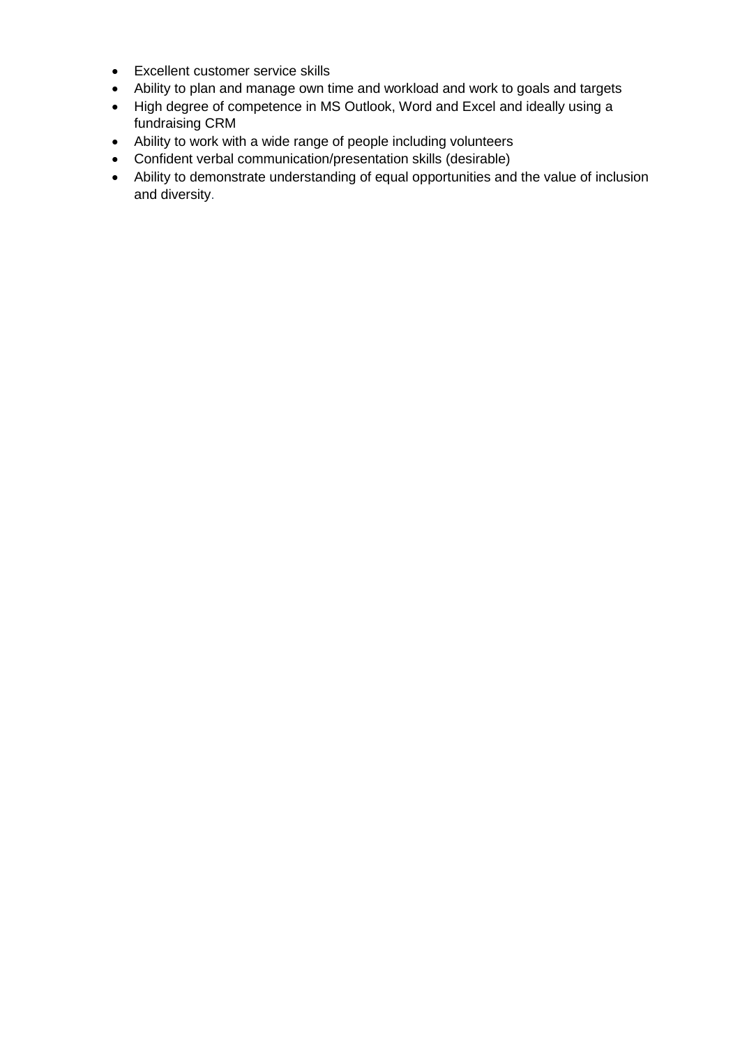- Excellent customer service skills
- Ability to plan and manage own time and workload and work to goals and targets
- High degree of competence in MS Outlook, Word and Excel and ideally using a fundraising CRM
- Ability to work with a wide range of people including volunteers
- Confident verbal communication/presentation skills (desirable)
- Ability to demonstrate understanding of equal opportunities and the value of inclusion and diversity.